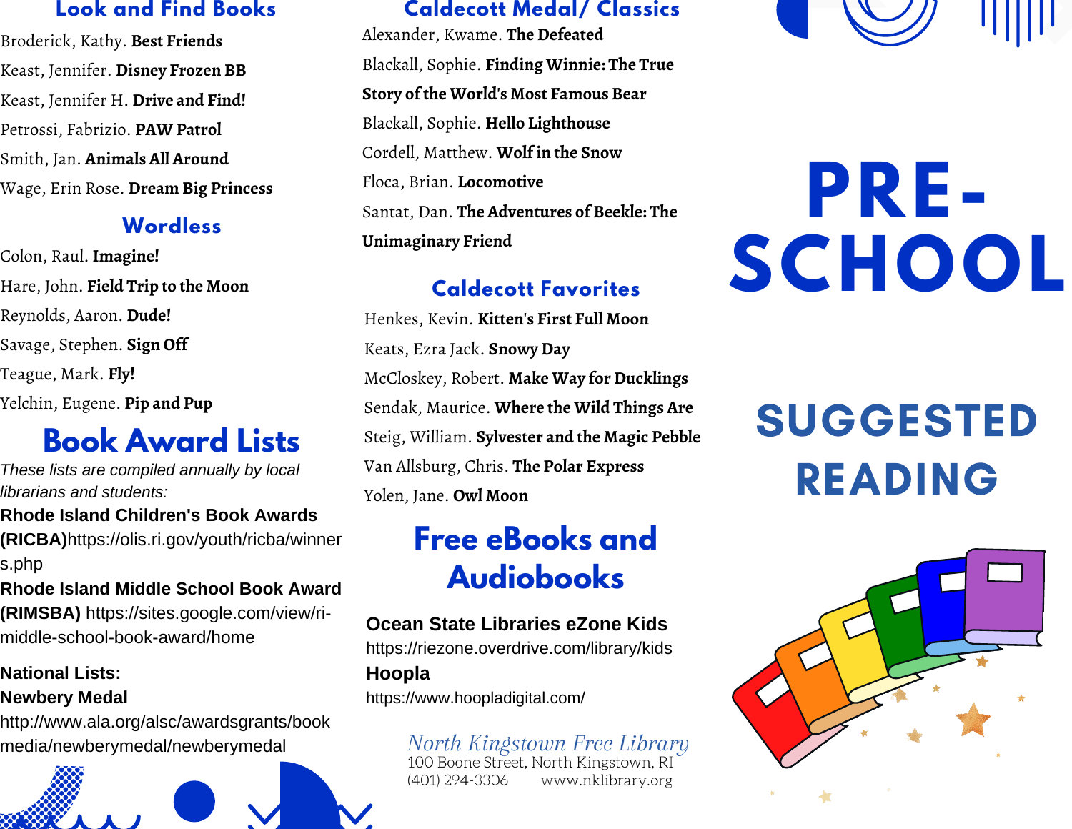## Look and Find Books

Broderick, Kathy. **Best Friends**

Keast, Jennifer. **Disney Frozen BB**

Keast, Jennifer H. **Drive and Find!**

Petrossi, Fabrizio. **PAW Patrol**

Smith, Jan. **Animals All Around**

Wage, Erin Rose. **Dream Big Princess**

## Wordless

Colon, Raul. **Imagine!**

Hare, John. **Field Trip to the Moon**

Reynolds, Aaron. **Dude!**

Savage, Stephen. **Sign Off**

Teague, Mark. **Fly!**

Yelchin, Eugene. **Pip and Pup**

# Book Award Lists

*These lists are compiled annually by local librarians and students:*

**Rhode Island Children's Book Awards (RICBA)**https://olis.ri.gov/youth/ricba/winners.php

**Rhode Island Middle School Book Award (RIMSBA)** https://sites.google.com/view/ri-middle-school-book-award/home

**National Lists:**

**Newbery Medal**

http://www.ala.org/alsc/awardsgrants/bookmedia/newberymedal/newberymedal

## Caldecott Medal/ Classics

Alexander, Kwame. **The Defeated**

Blackall, Sophie. **Finding Winnie: The True Story of the World's Most Famous Bear**

Blackall, Sophie. **Hello Lighthouse**

Cordell, Matthew. **Wolf in the Snow**

Floca, Brian. **Locomotive**

Santat, Dan. **The Adventures of Beekle: The Unimaginary Friend**

## Caldecott Favorites

Henkes, Kevin. **Kitten's First Full Moon**

Keats, Ezra Jack. **Snowy Day**

McCloskey, Robert. **Make Way for Ducklings**

Sendak, Maurice. **Where the Wild Things Are**

Steig, William. **Sylvester and the Magic Pebble**

Van Allsburg, Chris. **The Polar Express**

Yolen, Jane. **Owl Moon**

# Free eBooks and Audiobooks

**Ocean State Libraries eZone Kids**

https://riezone.overdrive.com/library/kids

**Hoopla**

https://www.hoopladigital.com/

North Kingstown Free Library
100 Boone Street, North Kingstown, RI
(401) 294-3306 www.nklibrary.org

# PRE-SCHOOL

## SUGGESTED READING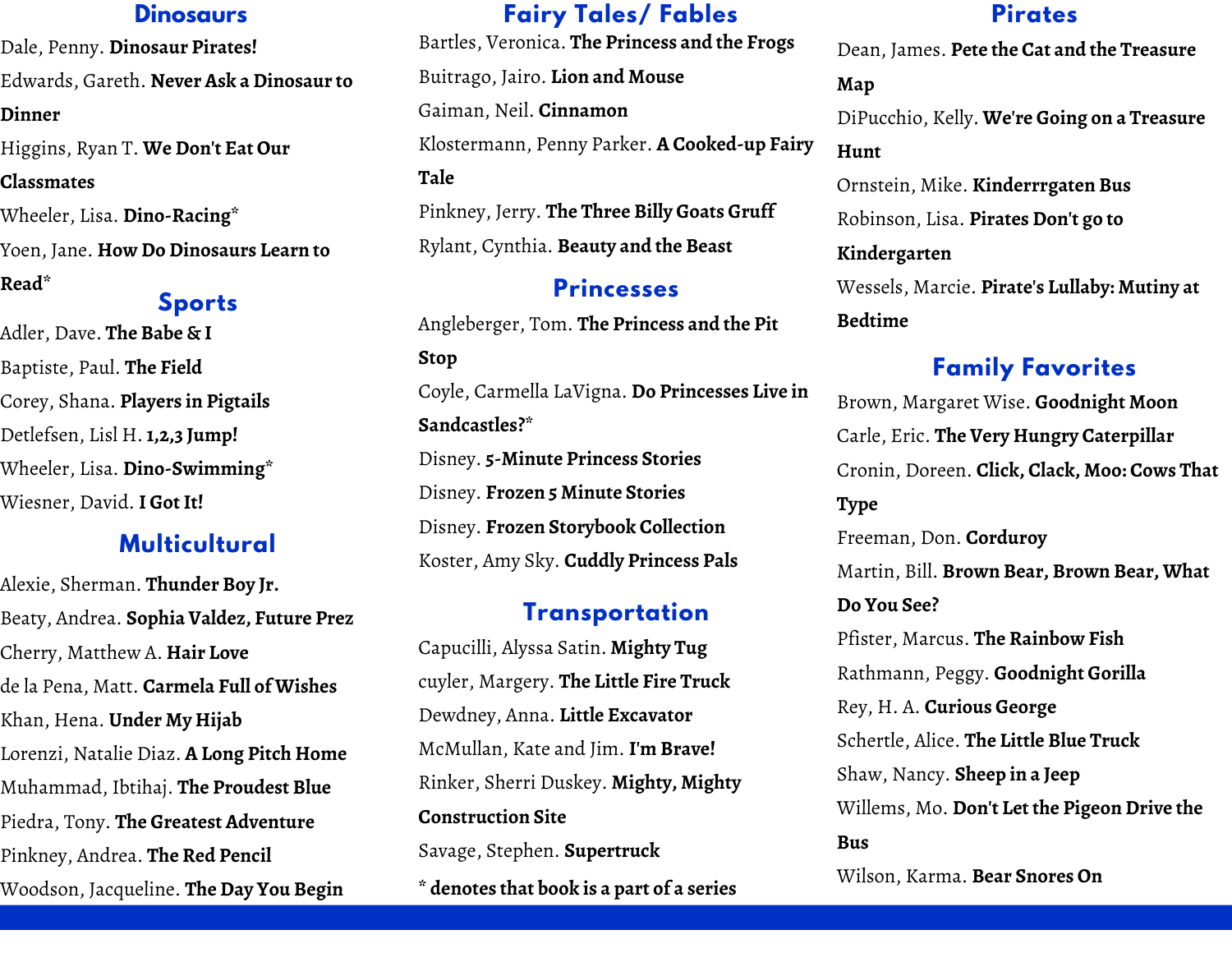## Dinosaurs

Dale, Penny. **Dinosaur Pirates!**

Edwards, Gareth. **Never Ask a Dinosaur to Dinner**

Higgins, Ryan T. **We Don't Eat Our Classmates**

Wheeler, Lisa. **Dino-Racing***

Yoen, Jane. **How Do Dinosaurs Learn to Read***

## Sports

Adler, Dave. **The Babe & I**

Baptiste, Paul. **The Field**

Corey, Shana. **Players in Pigtails**

Detlefsen, Lisl H. **1,2,3 Jump!**

Wheeler, Lisa. **Dino-Swimming***

Wiesner, David. **I Got It!**

## Multicultural

Alexie, Sherman. **Thunder Boy Jr.**

Beaty, Andrea. **Sophia Valdez, Future Prez**

Cherry, Matthew A. **Hair Love**

de la Pena, Matt. **Carmela Full of Wishes**

Khan, Hena. **Under My Hijab**

Lorenzi, Natalie Diaz. **A Long Pitch Home**

Muhammad, Ibtihaj. **The Proudest Blue**

Piedra, Tony. **The Greatest Adventure**

Pinkney, Andrea. **The Red Pencil**

Woodson, Jacqueline. **The Day You Begin**

## Fairy Tales/ Fables

Bartles, Veronica. **The Princess and the Frogs**

Buitrago, Jairo. **Lion and Mouse**

Gaiman, Neil. **Cinnamon**

Klostermann, Penny Parker. **A Cooked-up Fairy Tale**

Pinkney, Jerry. **The Three Billy Goats Gruff**

Rylant, Cynthia. **Beauty and the Beast**

## Princesses

Angleberger, Tom. **The Princess and the Pit Stop**

Coyle, Carmella LaVigna. **Do Princesses Live in Sandcastles?***

Disney. **5-Minute Princess Stories**

Disney. **Frozen 5 Minute Stories**

Disney. **Frozen Storybook Collection**

Koster, Amy Sky. **Cuddly Princess Pals**

## Transportation

Capucilli, Alyssa Satin. **Mighty Tug**

cuyler, Margery. **The Little Fire Truck**

Dewdney, Anna. **Little Excavator**

McMullan, Kate and Jim. **I'm Brave!**

Rinker, Sherri Duskey. **Mighty, Mighty Construction Site**

Savage, Stephen. **Supertruck**

**\* denotes that book is a part of a series**

## Pirates

Dean, James. **Pete the Cat and the Treasure Map**

DiPucchio, Kelly. **We're Going on a Treasure Hunt**

Ornstein, Mike. **Kinderrrgaten Bus**

Robinson, Lisa. **Pirates Don't go to Kindergarten**

Wessels, Marcie. **Pirate's Lullaby: Mutiny at Bedtime**

## Family Favorites

Brown, Margaret Wise. **Goodnight Moon**

Carle, Eric. **The Very Hungry Caterpillar**

Cronin, Doreen. **Click, Clack, Moo: Cows That Type**

Freeman, Don. **Corduroy**

Martin, Bill. **Brown Bear, Brown Bear, What Do You See?**

Pfister, Marcus. **The Rainbow Fish**

Rathmann, Peggy. **Goodnight Gorilla**

Rey, H. A. **Curious George**

Schertle, Alice. **The Little Blue Truck**

Shaw, Nancy. **Sheep in a Jeep**

Willems, Mo. **Don't Let the Pigeon Drive the Bus**

Wilson, Karma. **Bear Snores On**